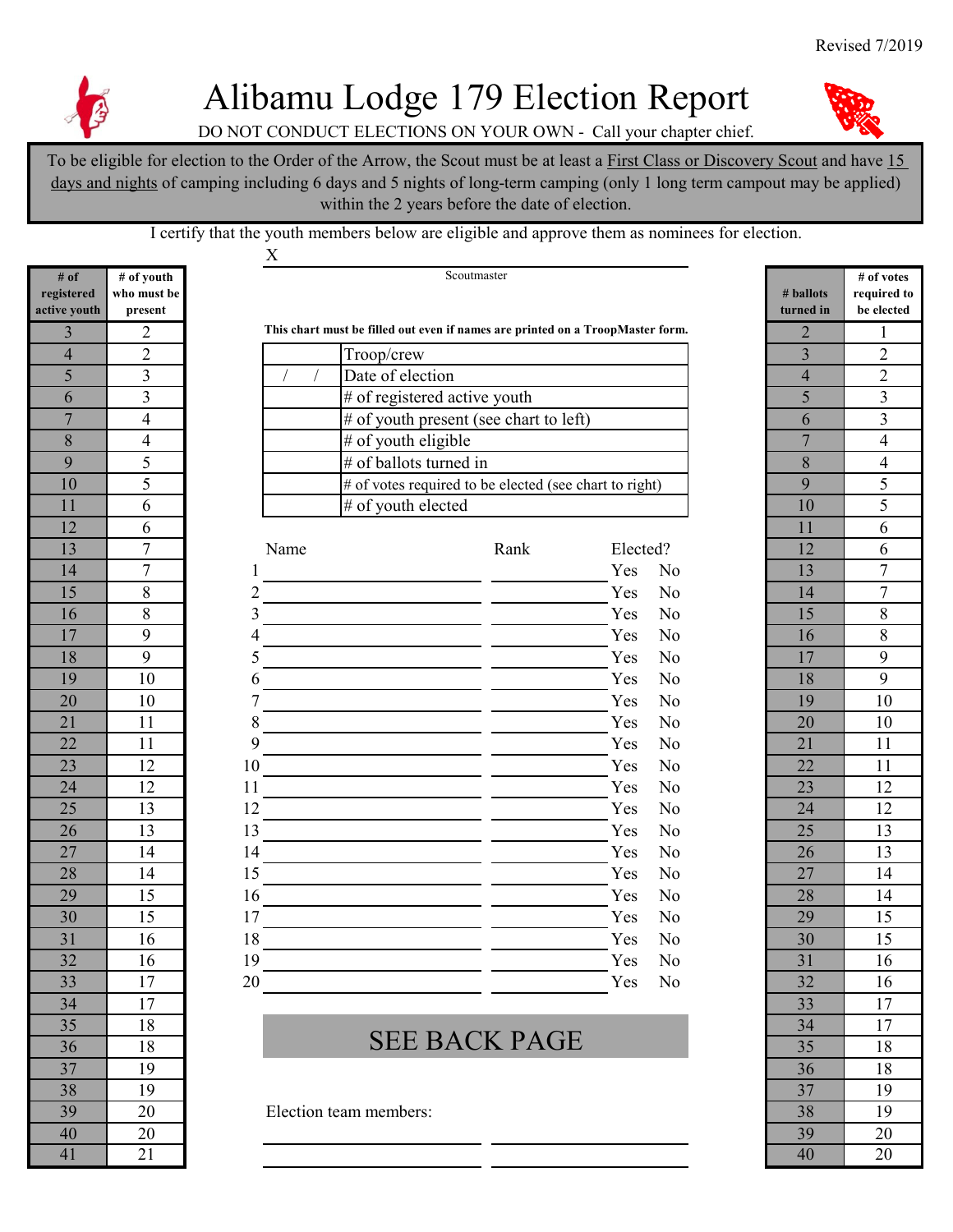Revised 7/2019

# Alibamu Lodge 179 Election Report

DO NOT CONDUCT ELECTIONS ON YOUR OWN - Call your chapter chief.

To be eligible for election to the Order of the Arrow, the Scout must be at least a First Class or Discovery Scout and have 15 days and nights of camping including 6 days and 5 nights of long-term camping (only 1 long term campout may be applied) within the 2 years before the date of election.

I certify that the youth members below are eligible and approve them as nominees for election.

X ______________________________
Scoutmaster

| # of registered active youth | # of youth who must be present |
|---|---|
| 3 | 2 |
| 4 | 2 |
| 5 | 3 |
| 6 | 3 |
| 7 | 4 |
| 8 | 4 |
| 9 | 5 |
| 10 | 5 |
| 11 | 6 |
| 12 | 6 |
| 13 | 7 |
| 14 | 7 |
| 15 | 8 |
| 16 | 8 |
| 17 | 9 |
| 18 | 9 |
| 19 | 10 |
| 20 | 10 |
| 21 | 11 |
| 22 | 11 |
| 23 | 12 |
| 24 | 12 |
| 25 | 13 |
| 26 | 13 |
| 27 | 14 |
| 28 | 14 |
| 29 | 15 |
| 30 | 15 |
| 31 | 16 |
| 32 | 16 |
| 33 | 17 |
| 34 | 17 |
| 35 | 18 |
| 36 | 18 |
| 37 | 19 |
| 38 | 19 |
| 39 | 20 |
| 40 | 20 |
| 41 | 21 |

**This chart must be filled out even if names are printed on a TroopMaster form.**

| | |
|---|---|
| | Troop/crew |
| / / | Date of election |
| | # of registered active youth |
| | # of youth present (see chart to left) |
| | # of youth eligible |
| | # of ballots turned in |
| | # of votes required to be elected (see chart to right) |
| | # of youth elected |

| | Name | Rank | Elected? |
|---|---|---|---|
| 1 | | | Yes No |
| 2 | | | Yes No |
| 3 | | | Yes No |
| 4 | | | Yes No |
| 5 | | | Yes No |
| 6 | | | Yes No |
| 7 | | | Yes No |
| 8 | | | Yes No |
| 9 | | | Yes No |
| 10 | | | Yes No |
| 11 | | | Yes No |
| 12 | | | Yes No |
| 13 | | | Yes No |
| 14 | | | Yes No |
| 15 | | | Yes No |
| 16 | | | Yes No |
| 17 | | | Yes No |
| 18 | | | Yes No |
| 19 | | | Yes No |
| 20 | | | Yes No |

## SEE BACK PAGE

Election team members:

______________________________ ______________________________

______________________________ ______________________________

| # ballots turned in | # of votes required to be elected |
|---|---|
| 2 | 1 |
| 3 | 2 |
| 4 | 2 |
| 5 | 3 |
| 6 | 3 |
| 7 | 4 |
| 8 | 4 |
| 9 | 5 |
| 10 | 5 |
| 11 | 6 |
| 12 | 6 |
| 13 | 7 |
| 14 | 7 |
| 15 | 8 |
| 16 | 8 |
| 17 | 9 |
| 18 | 9 |
| 19 | 10 |
| 20 | 10 |
| 21 | 11 |
| 22 | 11 |
| 23 | 12 |
| 24 | 12 |
| 25 | 13 |
| 26 | 13 |
| 27 | 14 |
| 28 | 14 |
| 29 | 15 |
| 30 | 15 |
| 31 | 16 |
| 32 | 16 |
| 33 | 17 |
| 34 | 17 |
| 35 | 18 |
| 36 | 18 |
| 37 | 19 |
| 38 | 19 |
| 39 | 20 |
| 40 | 20 |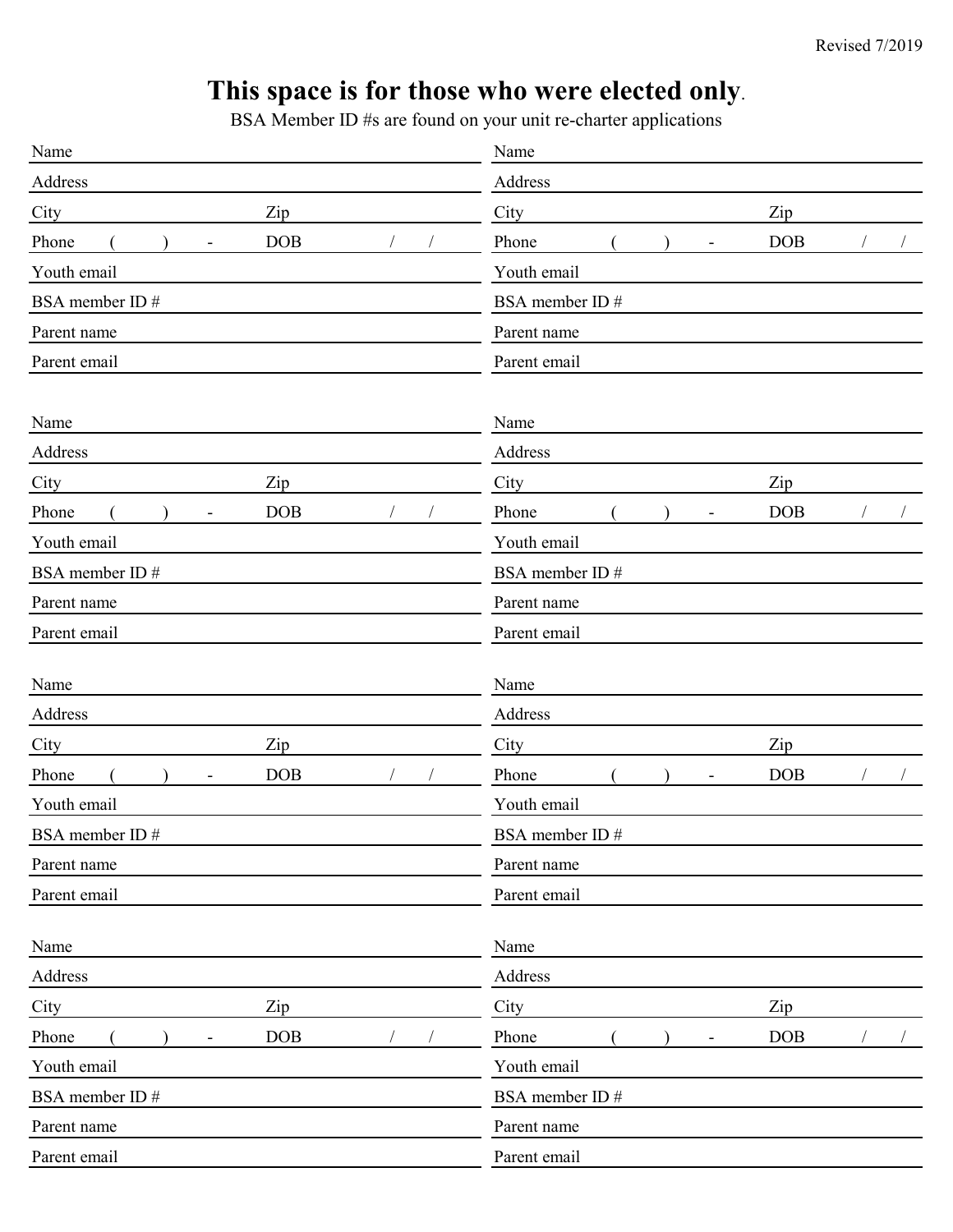Revised 7/2019

# This space is for those who were elected only.

BSA Member ID #s are found on your unit re-charter applications

Name
Address
City Zip
Phone ( ) - DOB / /
Youth email
BSA member ID #
Parent name
Parent email

Name
Address
City Zip
Phone ( ) - DOB / /
Youth email
BSA member ID #
Parent name
Parent email

Name
Address
City Zip
Phone ( ) - DOB / /
Youth email
BSA member ID #
Parent name
Parent email

Name
Address
City Zip
Phone ( ) - DOB / /
Youth email
BSA member ID #
Parent name
Parent email

Name
Address
City Zip
Phone ( ) - DOB / /
Youth email
BSA member ID #
Parent name
Parent email

Name
Address
City Zip
Phone ( ) - DOB / /
Youth email
BSA member ID #
Parent name
Parent email

Name
Address
City Zip
Phone ( ) - DOB / /
Youth email
BSA member ID #
Parent name
Parent email

Name
Address
City Zip
Phone ( ) - DOB / /
Youth email
BSA member ID #
Parent name
Parent email